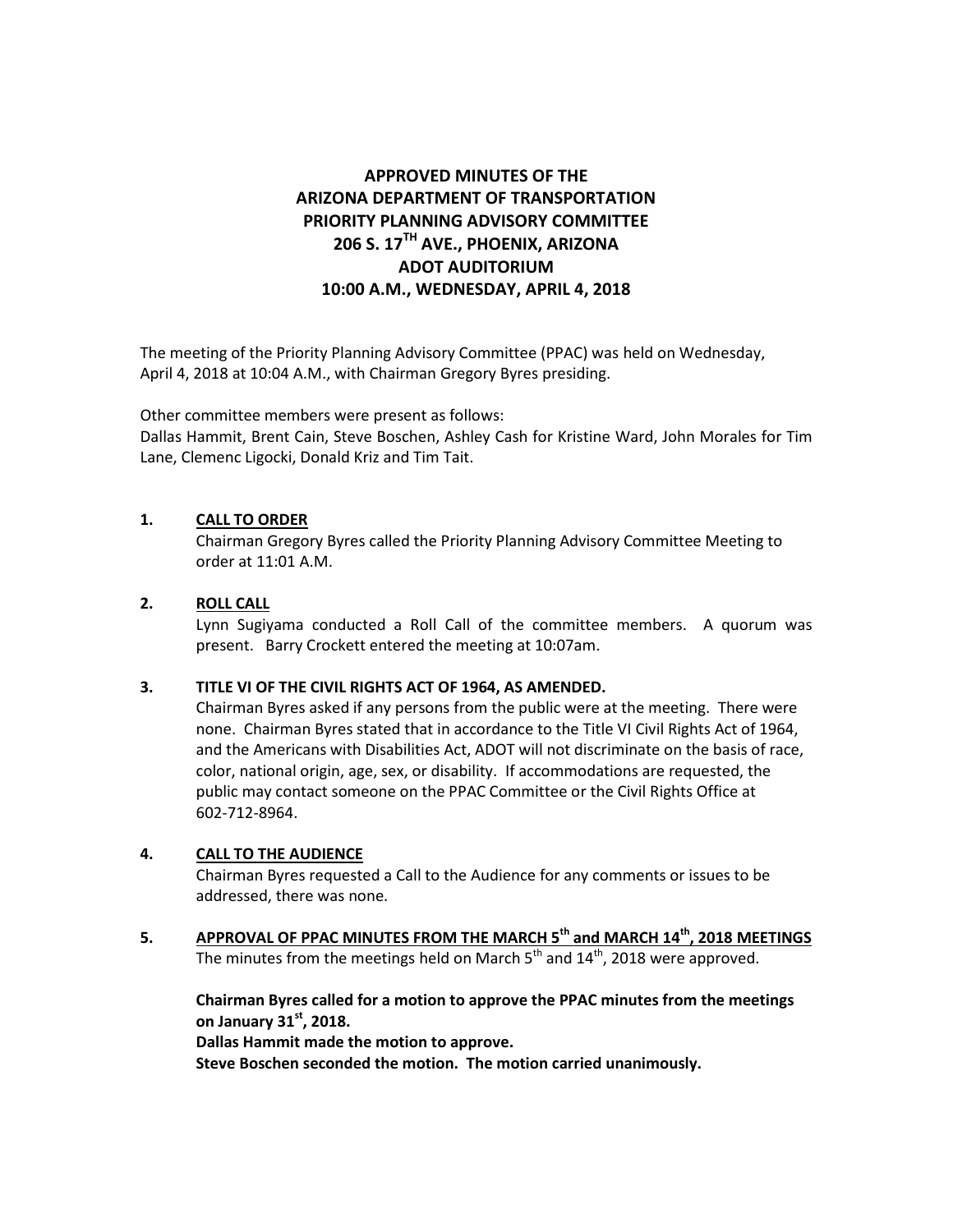# APPROVED MINUTES OF THE ARIZONA DEPARTMENT OF TRANSPORTATION PRIORITY PLANNING ADVISORY COMMITTEE 206 S. 17TH AVE., PHOENIX, ARIZONA ADOT AUDITORIUM 10:00 A.M., WEDNESDAY, APRIL 4, 2018

The meeting of the Priority Planning Advisory Committee (PPAC) was held on Wednesday, April 4, 2018 at 10:04 A.M., with Chairman Gregory Byres presiding.

Other committee members were present as follows:
Dallas Hammit, Brent Cain, Steve Boschen, Ashley Cash for Kristine Ward, John Morales for Tim Lane, Clemenc Ligocki, Donald Kriz and Tim Tait.

**1. CALL TO ORDER**

Chairman Gregory Byres called the Priority Planning Advisory Committee Meeting to order at 11:01 A.M.

**2. ROLL CALL**

Lynn Sugiyama conducted a Roll Call of the committee members. A quorum was present. Barry Crockett entered the meeting at 10:07am.

**3. TITLE VI OF THE CIVIL RIGHTS ACT OF 1964, AS AMENDED.**

Chairman Byres asked if any persons from the public were at the meeting. There were none. Chairman Byres stated that in accordance to the Title VI Civil Rights Act of 1964, and the Americans with Disabilities Act, ADOT will not discriminate on the basis of race, color, national origin, age, sex, or disability. If accommodations are requested, the public may contact someone on the PPAC Committee or the Civil Rights Office at 602-712-8964.

**4. CALL TO THE AUDIENCE**

Chairman Byres requested a Call to the Audience for any comments or issues to be addressed, there was none.

**5. APPROVAL OF PPAC MINUTES FROM THE MARCH 5th and MARCH 14th, 2018 MEETINGS**

The minutes from the meetings held on March 5th and 14th, 2018 were approved.

**Chairman Byres called for a motion to approve the PPAC minutes from the meetings on January 31st, 2018.**
**Dallas Hammit made the motion to approve.**
**Steve Boschen seconded the motion. The motion carried unanimously.**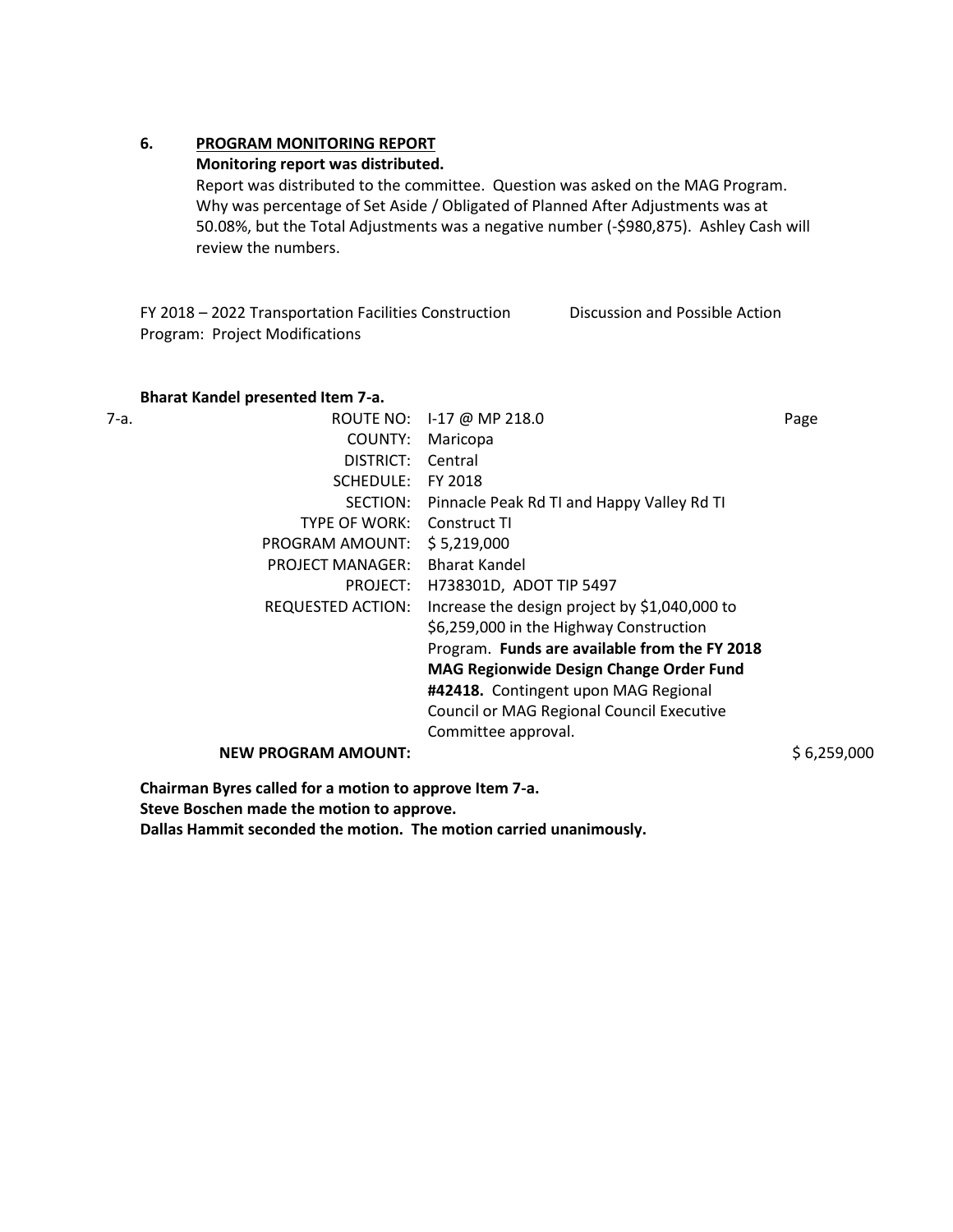**6. PROGRAM MONITORING REPORT**

**Monitoring report was distributed.**

Report was distributed to the committee. Question was asked on the MAG Program. Why was percentage of Set Aside / Obligated of Planned After Adjustments was at 50.08%, but the Total Adjustments was a negative number (-$980,875). Ashley Cash will review the numbers.

FY 2018 – 2022 Transportation Facilities Construction Program: Project Modifications — Discussion and Possible Action

**Bharat Kandel presented Item 7-a.**

7-a.

| | | |
|---|---|---|
| ROUTE NO: | I-17 @ MP 218.0 | Page |
| COUNTY: | Maricopa | |
| DISTRICT: | Central | |
| SCHEDULE: | FY 2018 | |
| SECTION: | Pinnacle Peak Rd TI and Happy Valley Rd TI | |
| TYPE OF WORK: | Construct TI | |
| PROGRAM AMOUNT: | $ 5,219,000 | |
| PROJECT MANAGER: | Bharat Kandel | |
| PROJECT: | H738301D, ADOT TIP 5497 | |
| REQUESTED ACTION: | Increase the design project by $1,040,000 to $6,259,000 in the Highway Construction Program. **Funds are available from the FY 2018 MAG Regionwide Design Change Order Fund #42418.** Contingent upon MAG Regional Council or MAG Regional Council Executive Committee approval. | |
| **NEW PROGRAM AMOUNT:** | | $ 6,259,000 |

**Chairman Byres called for a motion to approve Item 7-a.**
**Steve Boschen made the motion to approve.**
**Dallas Hammit seconded the motion. The motion carried unanimously.**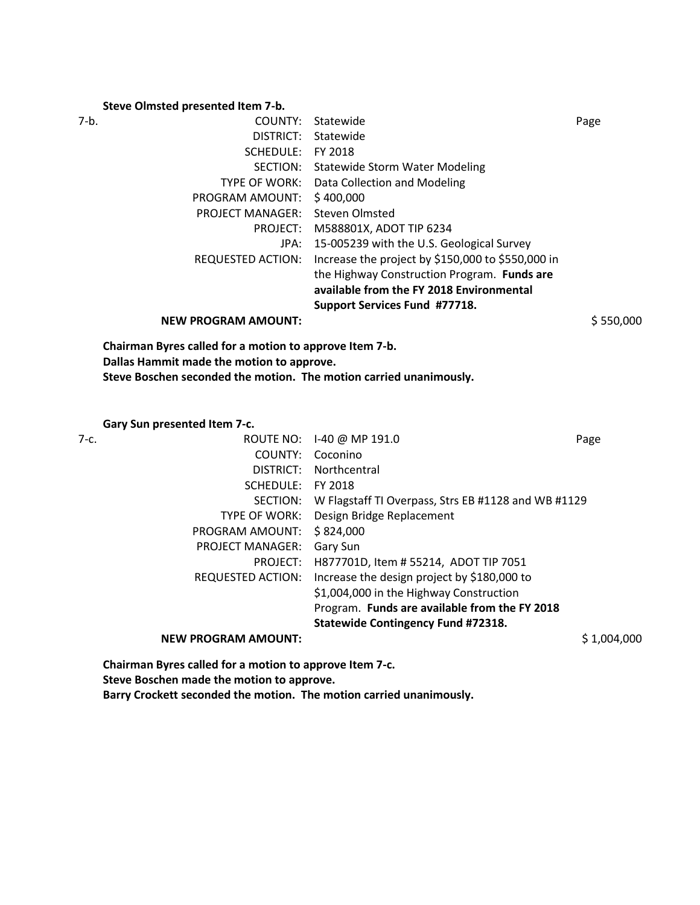**Steve Olmsted presented Item 7-b.**

7-b.

| | | |
|---|---|---|
| COUNTY: | Statewide | Page |
| DISTRICT: | Statewide | |
| SCHEDULE: | FY 2018 | |
| SECTION: | Statewide Storm Water Modeling | |
| TYPE OF WORK: | Data Collection and Modeling | |
| PROGRAM AMOUNT: | $ 400,000 | |
| PROJECT MANAGER: | Steven Olmsted | |
| PROJECT: | M588801X, ADOT TIP 6234 | |
| JPA: | 15-005239 with the U.S. Geological Survey | |
| REQUESTED ACTION: | Increase the project by $150,000 to $550,000 in the Highway Construction Program. **Funds are available from the FY 2018 Environmental Support Services Fund #77718.** | |
| **NEW PROGRAM AMOUNT:** | | $ 550,000 |

**Chairman Byres called for a motion to approve Item 7-b.**
**Dallas Hammit made the motion to approve.**
**Steve Boschen seconded the motion. The motion carried unanimously.**

**Gary Sun presented Item 7-c.**

7-c.

| | | |
|---|---|---|
| ROUTE NO: | I-40 @ MP 191.0 | Page |
| COUNTY: | Coconino | |
| DISTRICT: | Northcentral | |
| SCHEDULE: | FY 2018 | |
| SECTION: | W Flagstaff TI Overpass, Strs EB #1128 and WB #1129 | |
| TYPE OF WORK: | Design Bridge Replacement | |
| PROGRAM AMOUNT: | $ 824,000 | |
| PROJECT MANAGER: | Gary Sun | |
| PROJECT: | H877701D, Item # 55214, ADOT TIP 7051 | |
| REQUESTED ACTION: | Increase the design project by $180,000 to $1,004,000 in the Highway Construction Program. **Funds are available from the FY 2018 Statewide Contingency Fund #72318.** | |
| **NEW PROGRAM AMOUNT:** | | $ 1,004,000 |

**Chairman Byres called for a motion to approve Item 7-c.**
**Steve Boschen made the motion to approve.**
**Barry Crockett seconded the motion. The motion carried unanimously.**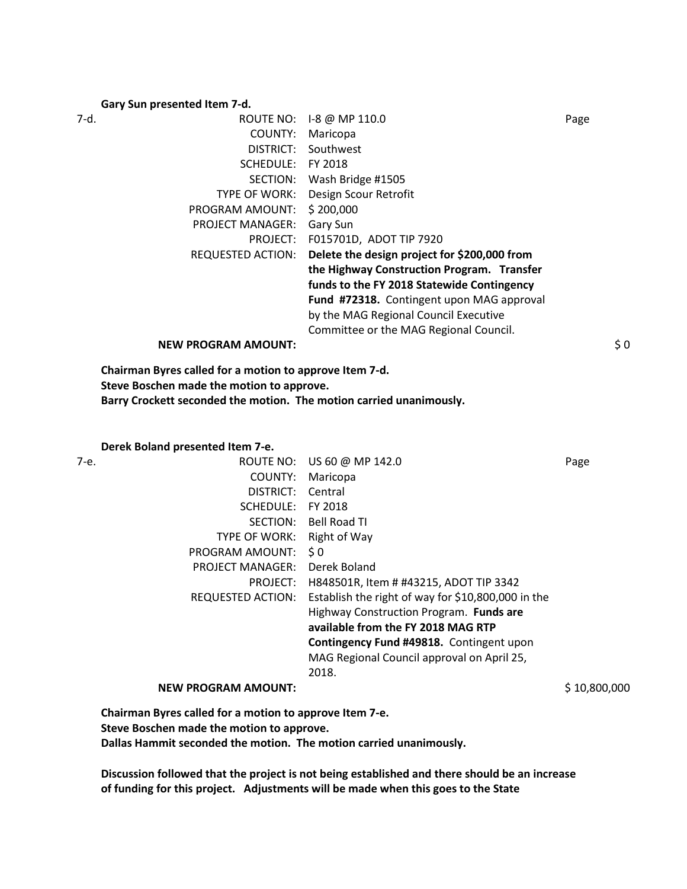**Gary Sun presented Item 7-d.**

7-d.

| | | |
|---|---|---|
| ROUTE NO: | I-8 @ MP 110.0 | Page |
| COUNTY: | Maricopa | |
| DISTRICT: | Southwest | |
| SCHEDULE: | FY 2018 | |
| SECTION: | Wash Bridge #1505 | |
| TYPE OF WORK: | Design Scour Retrofit | |
| PROGRAM AMOUNT: | $ 200,000 | |
| PROJECT MANAGER: | Gary Sun | |
| PROJECT: | F015701D, ADOT TIP 7920 | |
| REQUESTED ACTION: | **Delete the design project for $200,000 from the Highway Construction Program. Transfer funds to the FY 2018 Statewide Contingency Fund #72318.** Contingent upon MAG approval by the MAG Regional Council Executive Committee or the MAG Regional Council. | |
| **NEW PROGRAM AMOUNT:** | | $ 0 |

**Chairman Byres called for a motion to approve Item 7-d.**
**Steve Boschen made the motion to approve.**
**Barry Crockett seconded the motion. The motion carried unanimously.**

**Derek Boland presented Item 7-e.**

7-e.

| | | |
|---|---|---|
| ROUTE NO: | US 60 @ MP 142.0 | Page |
| COUNTY: | Maricopa | |
| DISTRICT: | Central | |
| SCHEDULE: | FY 2018 | |
| SECTION: | Bell Road TI | |
| TYPE OF WORK: | Right of Way | |
| PROGRAM AMOUNT: | $ 0 | |
| PROJECT MANAGER: | Derek Boland | |
| PROJECT: | H848501R, Item # #43215, ADOT TIP 3342 | |
| REQUESTED ACTION: | Establish the right of way for $10,800,000 in the Highway Construction Program. **Funds are available from the FY 2018 MAG RTP Contingency Fund #49818.** Contingent upon MAG Regional Council approval on April 25, 2018. | |
| **NEW PROGRAM AMOUNT:** | | $ 10,800,000 |

**Chairman Byres called for a motion to approve Item 7-e.**
**Steve Boschen made the motion to approve.**
**Dallas Hammit seconded the motion. The motion carried unanimously.**

**Discussion followed that the project is not being established and there should be an increase of funding for this project. Adjustments will be made when this goes to the State**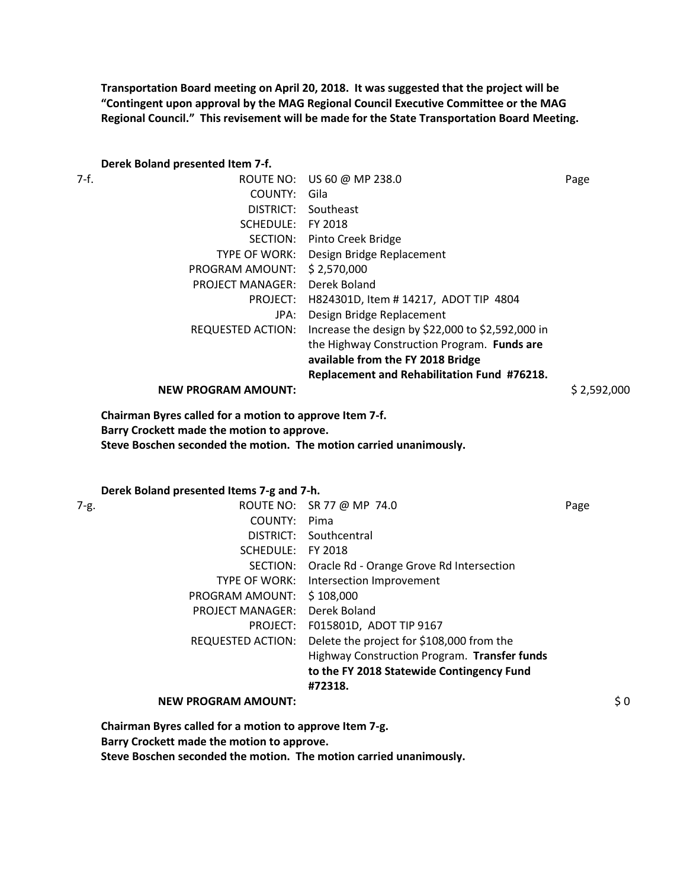**Transportation Board meeting on April 20, 2018. It was suggested that the project will be "Contingent upon approval by the MAG Regional Council Executive Committee or the MAG Regional Council." This revisement will be made for the State Transportation Board Meeting.**

**Derek Boland presented Item 7-f.**

7-f.

| | | |
|---|---|---|
| ROUTE NO: | US 60 @ MP 238.0 | Page |
| COUNTY: | Gila | |
| DISTRICT: | Southeast | |
| SCHEDULE: | FY 2018 | |
| SECTION: | Pinto Creek Bridge | |
| TYPE OF WORK: | Design Bridge Replacement | |
| PROGRAM AMOUNT: | $ 2,570,000 | |
| PROJECT MANAGER: | Derek Boland | |
| PROJECT: | H824301D, Item # 14217, ADOT TIP 4804 | |
| JPA: | Design Bridge Replacement | |
| REQUESTED ACTION: | Increase the design by $22,000 to $2,592,000 in the Highway Construction Program. **Funds are available from the FY 2018 Bridge Replacement and Rehabilitation Fund #76218.** | |
| **NEW PROGRAM AMOUNT:** | | $ 2,592,000 |

**Chairman Byres called for a motion to approve Item 7-f.**
**Barry Crockett made the motion to approve.**
**Steve Boschen seconded the motion. The motion carried unanimously.**

**Derek Boland presented Items 7-g and 7-h.**

7-g.

| | | |
|---|---|---|
| ROUTE NO: | SR 77 @ MP 74.0 | Page |
| COUNTY: | Pima | |
| DISTRICT: | Southcentral | |
| SCHEDULE: | FY 2018 | |
| SECTION: | Oracle Rd - Orange Grove Rd Intersection | |
| TYPE OF WORK: | Intersection Improvement | |
| PROGRAM AMOUNT: | $ 108,000 | |
| PROJECT MANAGER: | Derek Boland | |
| PROJECT: | F015801D, ADOT TIP 9167 | |
| REQUESTED ACTION: | Delete the project for $108,000 from the Highway Construction Program. **Transfer funds to the FY 2018 Statewide Contingency Fund #72318.** | |
| **NEW PROGRAM AMOUNT:** | | $ 0 |

**Chairman Byres called for a motion to approve Item 7-g.**
**Barry Crockett made the motion to approve.**
**Steve Boschen seconded the motion. The motion carried unanimously.**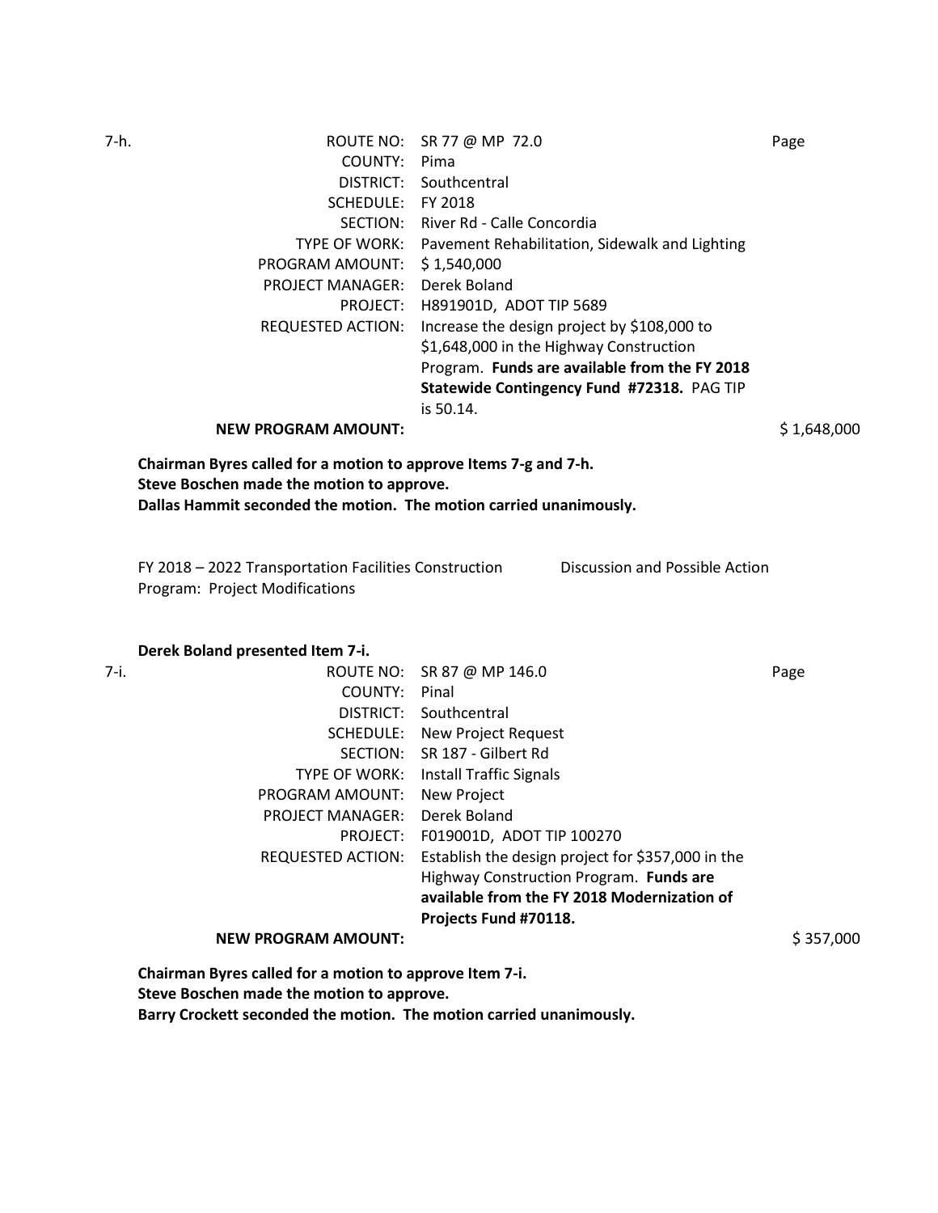7-h.

| | | |
|---|---|---|
| ROUTE NO: | SR 77 @ MP 72.0 | Page |
| COUNTY: | Pima | |
| DISTRICT: | Southcentral | |
| SCHEDULE: | FY 2018 | |
| SECTION: | River Rd - Calle Concordia | |
| TYPE OF WORK: | Pavement Rehabilitation, Sidewalk and Lighting | |
| PROGRAM AMOUNT: | $ 1,540,000 | |
| PROJECT MANAGER: | Derek Boland | |
| PROJECT: | H891901D, ADOT TIP 5689 | |
| REQUESTED ACTION: | Increase the design project by $108,000 to $1,648,000 in the Highway Construction Program. **Funds are available from the FY 2018 Statewide Contingency Fund #72318.** PAG TIP is 50.14. | |
| **NEW PROGRAM AMOUNT:** | | $ 1,648,000 |

**Chairman Byres called for a motion to approve Items 7-g and 7-h.**
**Steve Boschen made the motion to approve.**
**Dallas Hammit seconded the motion. The motion carried unanimously.**

FY 2018 – 2022 Transportation Facilities Construction Program: Project Modifications — Discussion and Possible Action

**Derek Boland presented Item 7-i.**

7-i.

| | | |
|---|---|---|
| ROUTE NO: | SR 87 @ MP 146.0 | Page |
| COUNTY: | Pinal | |
| DISTRICT: | Southcentral | |
| SCHEDULE: | New Project Request | |
| SECTION: | SR 187 - Gilbert Rd | |
| TYPE OF WORK: | Install Traffic Signals | |
| PROGRAM AMOUNT: | New Project | |
| PROJECT MANAGER: | Derek Boland | |
| PROJECT: | F019001D, ADOT TIP 100270 | |
| REQUESTED ACTION: | Establish the design project for $357,000 in the Highway Construction Program. **Funds are available from the FY 2018 Modernization of Projects Fund #70118.** | |
| **NEW PROGRAM AMOUNT:** | | $ 357,000 |

**Chairman Byres called for a motion to approve Item 7-i.**
**Steve Boschen made the motion to approve.**
**Barry Crockett seconded the motion. The motion carried unanimously.**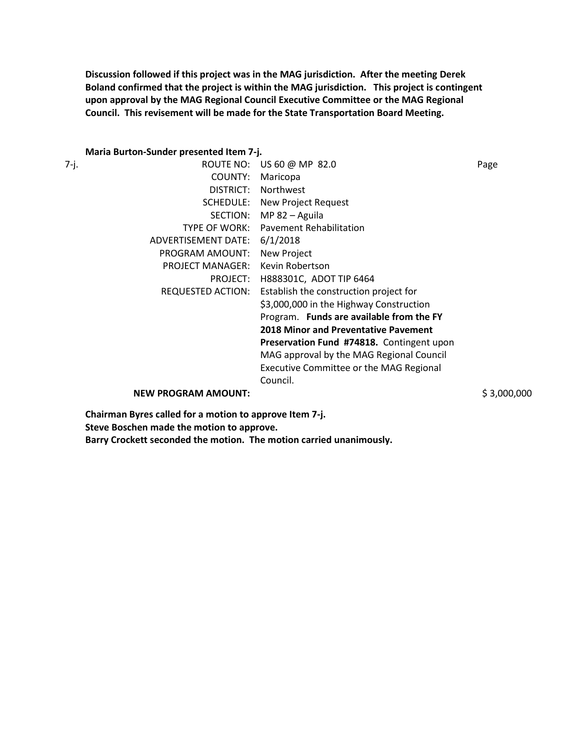**Discussion followed if this project was in the MAG jurisdiction. After the meeting Derek Boland confirmed that the project is within the MAG jurisdiction. This project is contingent upon approval by the MAG Regional Council Executive Committee or the MAG Regional Council. This revisement will be made for the State Transportation Board Meeting.**

**Maria Burton-Sunder presented Item 7-j.**

7-j.

| | | |
|---|---|---|
| ROUTE NO: | US 60 @ MP 82.0 | Page |
| COUNTY: | Maricopa | |
| DISTRICT: | Northwest | |
| SCHEDULE: | New Project Request | |
| SECTION: | MP 82 – Aguila | |
| TYPE OF WORK: | Pavement Rehabilitation | |
| ADVERTISEMENT DATE: | 6/1/2018 | |
| PROGRAM AMOUNT: | New Project | |
| PROJECT MANAGER: | Kevin Robertson | |
| PROJECT: | H888301C, ADOT TIP 6464 | |
| REQUESTED ACTION: | Establish the construction project for \$3,000,000 in the Highway Construction Program. **Funds are available from the FY 2018 Minor and Preventative Pavement Preservation Fund #74818.** Contingent upon MAG approval by the MAG Regional Council Executive Committee or the MAG Regional Council. | |
| **NEW PROGRAM AMOUNT:** | | \$ 3,000,000 |

**Chairman Byres called for a motion to approve Item 7-j.**
**Steve Boschen made the motion to approve.**
**Barry Crockett seconded the motion. The motion carried unanimously.**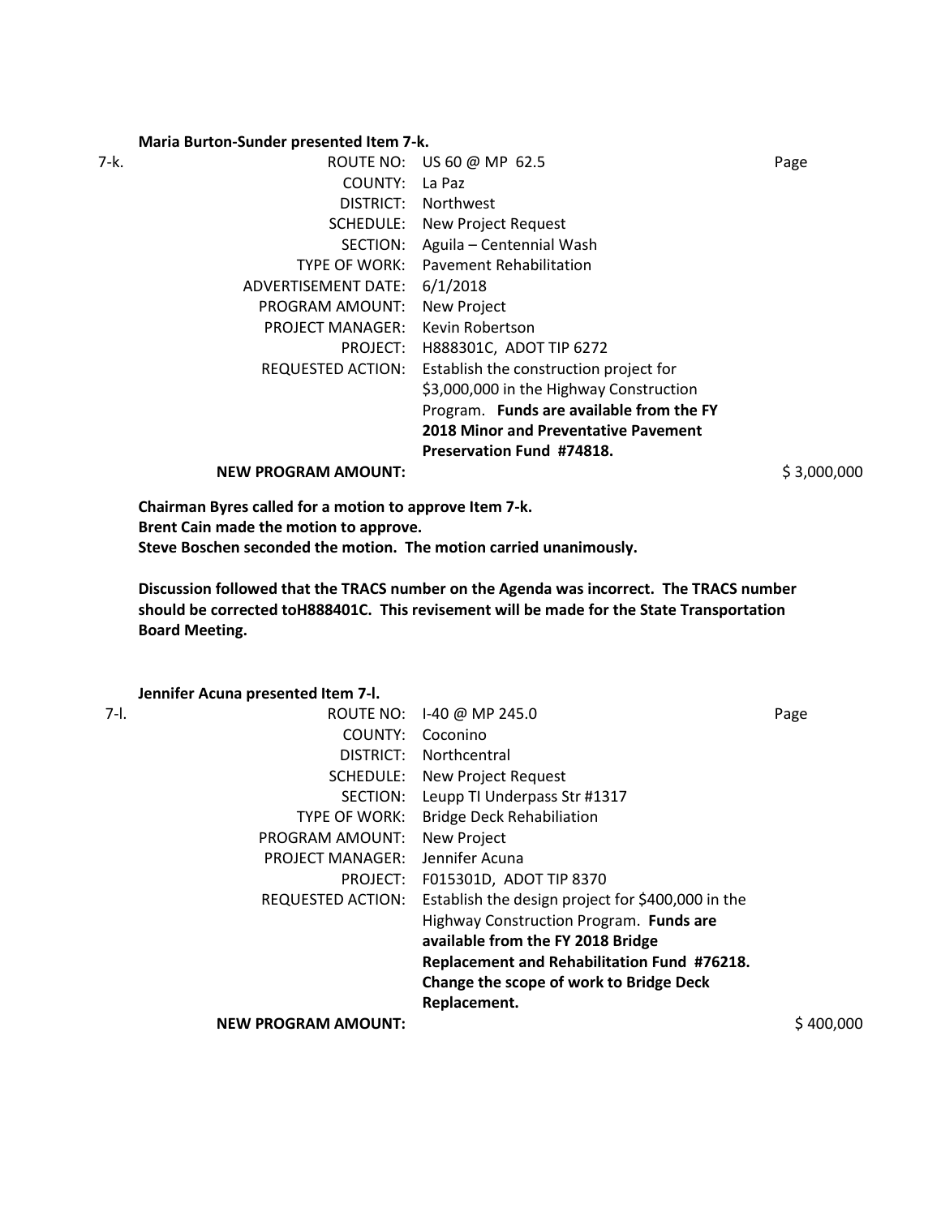**Maria Burton-Sunder presented Item 7-k.**

7-k.

| | | |
|---|---|---|
| ROUTE NO: | US 60 @ MP 62.5 | Page |
| COUNTY: | La Paz | |
| DISTRICT: | Northwest | |
| SCHEDULE: | New Project Request | |
| SECTION: | Aguila – Centennial Wash | |
| TYPE OF WORK: | Pavement Rehabilitation | |
| ADVERTISEMENT DATE: | 6/1/2018 | |
| PROGRAM AMOUNT: | New Project | |
| PROJECT MANAGER: | Kevin Robertson | |
| PROJECT: | H888301C, ADOT TIP 6272 | |
| REQUESTED ACTION: | Establish the construction project for $3,000,000 in the Highway Construction Program. **Funds are available from the FY 2018 Minor and Preventative Pavement Preservation Fund #74818.** | |
| **NEW PROGRAM AMOUNT:** | | $ 3,000,000 |

**Chairman Byres called for a motion to approve Item 7-k.**
**Brent Cain made the motion to approve.**
**Steve Boschen seconded the motion. The motion carried unanimously.**

**Discussion followed that the TRACS number on the Agenda was incorrect. The TRACS number should be corrected toH888401C. This revisement will be made for the State Transportation Board Meeting.**

**Jennifer Acuna presented Item 7-l.**

7-l.

| | | |
|---|---|---|
| ROUTE NO: | I-40 @ MP 245.0 | Page |
| COUNTY: | Coconino | |
| DISTRICT: | Northcentral | |
| SCHEDULE: | New Project Request | |
| SECTION: | Leupp TI Underpass Str #1317 | |
| TYPE OF WORK: | Bridge Deck Rehabiliation | |
| PROGRAM AMOUNT: | New Project | |
| PROJECT MANAGER: | Jennifer Acuna | |
| PROJECT: | F015301D, ADOT TIP 8370 | |
| REQUESTED ACTION: | Establish the design project for $400,000 in the Highway Construction Program. **Funds are available from the FY 2018 Bridge Replacement and Rehabilitation Fund #76218. Change the scope of work to Bridge Deck Replacement.** | |
| **NEW PROGRAM AMOUNT:** | | $ 400,000 |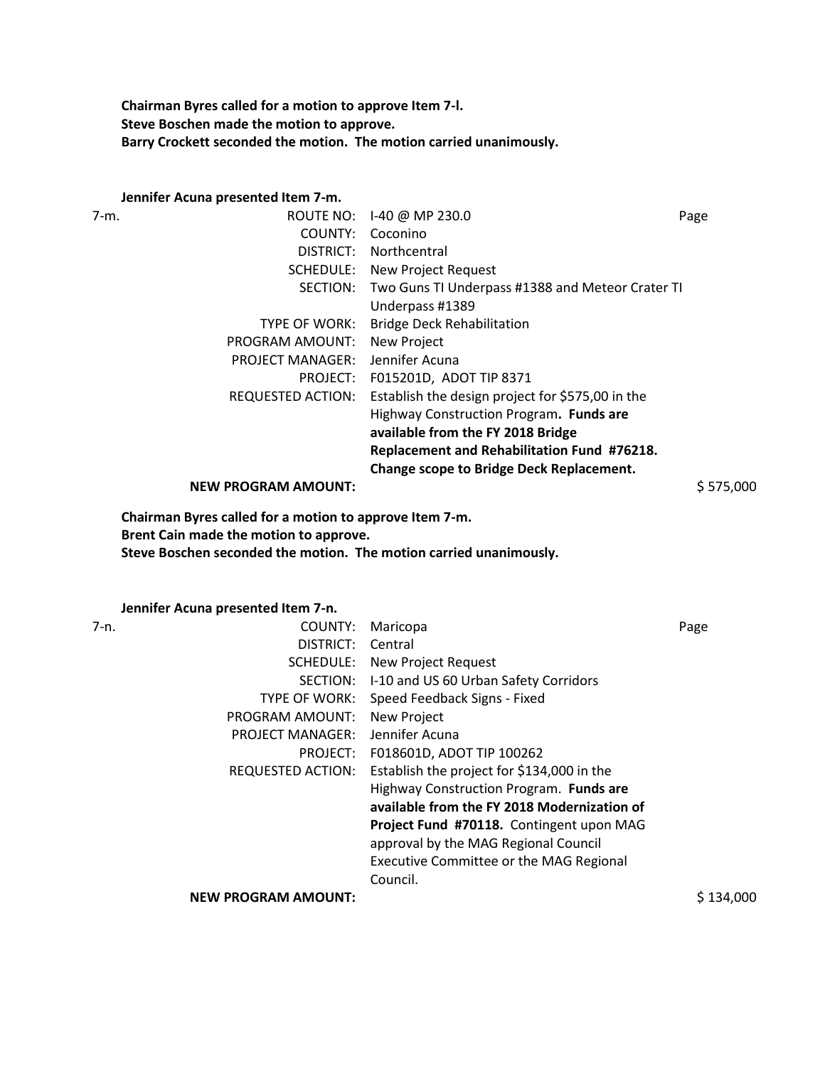**Chairman Byres called for a motion to approve Item 7-l.**
**Steve Boschen made the motion to approve.**
**Barry Crockett seconded the motion. The motion carried unanimously.**

**Jennifer Acuna presented Item 7-m.**

| 7-m. | | | Page |
|---|---|---|---|
| | ROUTE NO: | I-40 @ MP 230.0 | |
| | COUNTY: | Coconino | |
| | DISTRICT: | Northcentral | |
| | SCHEDULE: | New Project Request | |
| | SECTION: | Two Guns TI Underpass #1388 and Meteor Crater TI Underpass #1389 | |
| | TYPE OF WORK: | Bridge Deck Rehabilitation | |
| | PROGRAM AMOUNT: | New Project | |
| | PROJECT MANAGER: | Jennifer Acuna | |
| | PROJECT: | F015201D, ADOT TIP 8371 | |
| | REQUESTED ACTION: | Establish the design project for $575,00 in the Highway Construction Program**. Funds are available from the FY 2018 Bridge Replacement and Rehabilitation Fund #76218. Change scope to Bridge Deck Replacement.** | |
| | **NEW PROGRAM AMOUNT:** | | $ 575,000 |

**Chairman Byres called for a motion to approve Item 7-m.**
**Brent Cain made the motion to approve.**
**Steve Boschen seconded the motion. The motion carried unanimously.**

**Jennifer Acuna presented Item 7-n.**

| 7-n. | | | Page |
|---|---|---|---|
| | COUNTY: | Maricopa | |
| | DISTRICT: | Central | |
| | SCHEDULE: | New Project Request | |
| | SECTION: | I-10 and US 60 Urban Safety Corridors | |
| | TYPE OF WORK: | Speed Feedback Signs - Fixed | |
| | PROGRAM AMOUNT: | New Project | |
| | PROJECT MANAGER: | Jennifer Acuna | |
| | PROJECT: | F018601D, ADOT TIP 100262 | |
| | REQUESTED ACTION: | Establish the project for $134,000 in the Highway Construction Program. **Funds are available from the FY 2018 Modernization of Project Fund #70118.** Contingent upon MAG approval by the MAG Regional Council Executive Committee or the MAG Regional Council. | |
| | **NEW PROGRAM AMOUNT:** | | $ 134,000 |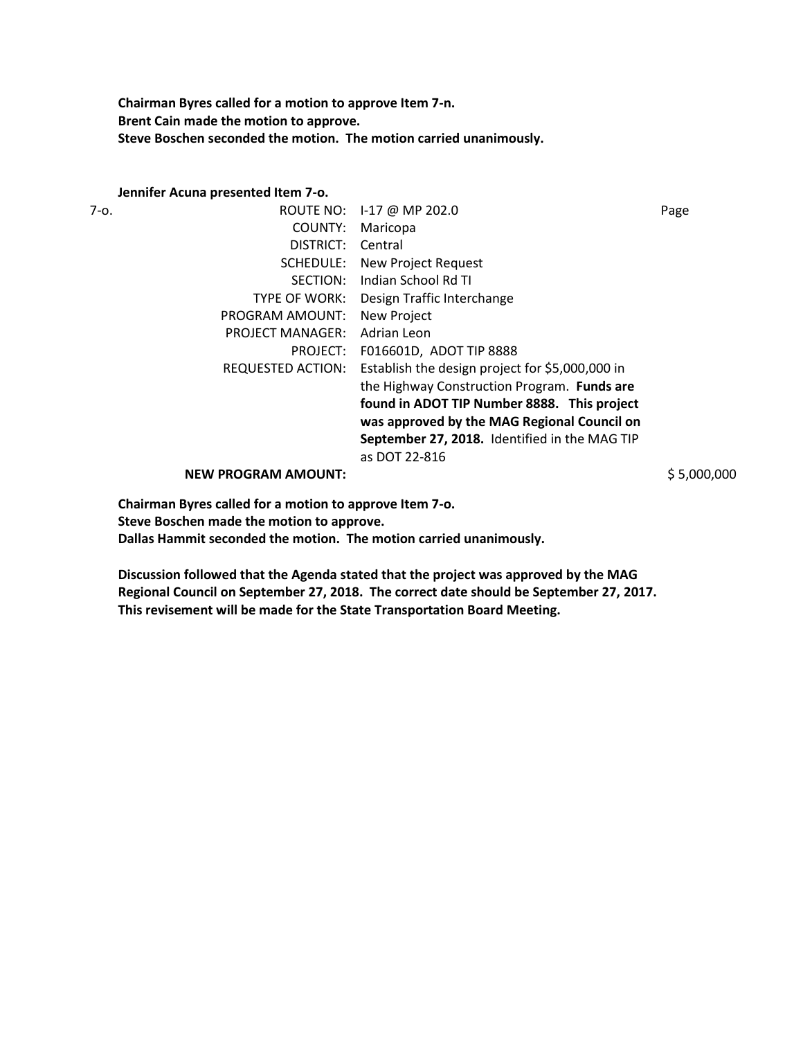**Chairman Byres called for a motion to approve Item 7-n.**
**Brent Cain made the motion to approve.**
**Steve Boschen seconded the motion. The motion carried unanimously.**

**Jennifer Acuna presented Item 7-o.**

7-o.

| | | |
|---|---|---|
| ROUTE NO: | I-17 @ MP 202.0 | Page |
| COUNTY: | Maricopa | |
| DISTRICT: | Central | |
| SCHEDULE: | New Project Request | |
| SECTION: | Indian School Rd TI | |
| TYPE OF WORK: | Design Traffic Interchange | |
| PROGRAM AMOUNT: | New Project | |
| PROJECT MANAGER: | Adrian Leon | |
| PROJECT: | F016601D, ADOT TIP 8888 | |
| REQUESTED ACTION: | Establish the design project for $5,000,000 in the Highway Construction Program. **Funds are found in ADOT TIP Number 8888. This project was approved by the MAG Regional Council on September 27, 2018.** Identified in the MAG TIP as DOT 22-816 | |
| **NEW PROGRAM AMOUNT:** | | $ 5,000,000 |

**Chairman Byres called for a motion to approve Item 7-o.**
**Steve Boschen made the motion to approve.**
**Dallas Hammit seconded the motion. The motion carried unanimously.**

**Discussion followed that the Agenda stated that the project was approved by the MAG Regional Council on September 27, 2018. The correct date should be September 27, 2017. This revisement will be made for the State Transportation Board Meeting.**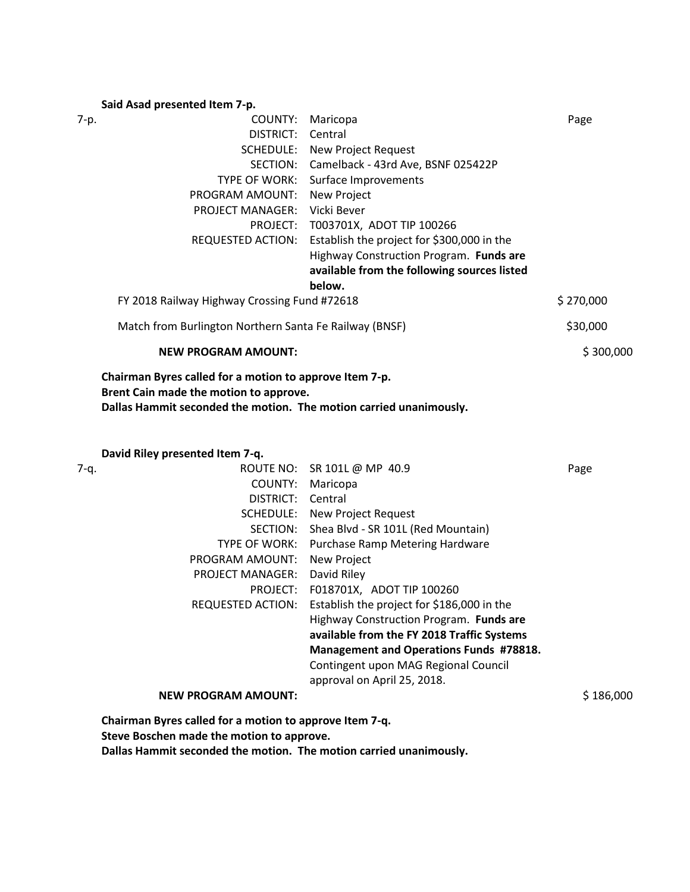**Said Asad presented Item 7-p.**

| 7-p. | COUNTY: | Maricopa | Page |
|---|---|---|---|
| | DISTRICT: | Central | |
| | SCHEDULE: | New Project Request | |
| | SECTION: | Camelback - 43rd Ave, BSNF 025422P | |
| | TYPE OF WORK: | Surface Improvements | |
| | PROGRAM AMOUNT: | New Project | |
| | PROJECT MANAGER: | Vicki Bever | |
| | PROJECT: | T003701X, ADOT TIP 100266 | |
| | REQUESTED ACTION: | Establish the project for $300,000 in the Highway Construction Program. **Funds are available from the following sources listed below.** | |

| | |
|---|---|
| FY 2018 Railway Highway Crossing Fund #72618 | $ 270,000 |
| Match from Burlington Northern Santa Fe Railway (BNSF) | $30,000 |
| **NEW PROGRAM AMOUNT:** | $ 300,000 |

**Chairman Byres called for a motion to approve Item 7-p.**
**Brent Cain made the motion to approve.**
**Dallas Hammit seconded the motion. The motion carried unanimously.**

**David Riley presented Item 7-q.**

| 7-q. | ROUTE NO: | SR 101L @ MP 40.9 | Page |
|---|---|---|---|
| | COUNTY: | Maricopa | |
| | DISTRICT: | Central | |
| | SCHEDULE: | New Project Request | |
| | SECTION: | Shea Blvd - SR 101L (Red Mountain) | |
| | TYPE OF WORK: | Purchase Ramp Metering Hardware | |
| | PROGRAM AMOUNT: | New Project | |
| | PROJECT MANAGER: | David Riley | |
| | PROJECT: | F018701X, ADOT TIP 100260 | |
| | REQUESTED ACTION: | Establish the project for $186,000 in the Highway Construction Program. **Funds are available from the FY 2018 Traffic Systems Management and Operations Funds #78818.** Contingent upon MAG Regional Council approval on April 25, 2018. | |
| | **NEW PROGRAM AMOUNT:** | | $ 186,000 |

**Chairman Byres called for a motion to approve Item 7-q.**
**Steve Boschen made the motion to approve.**
**Dallas Hammit seconded the motion. The motion carried unanimously.**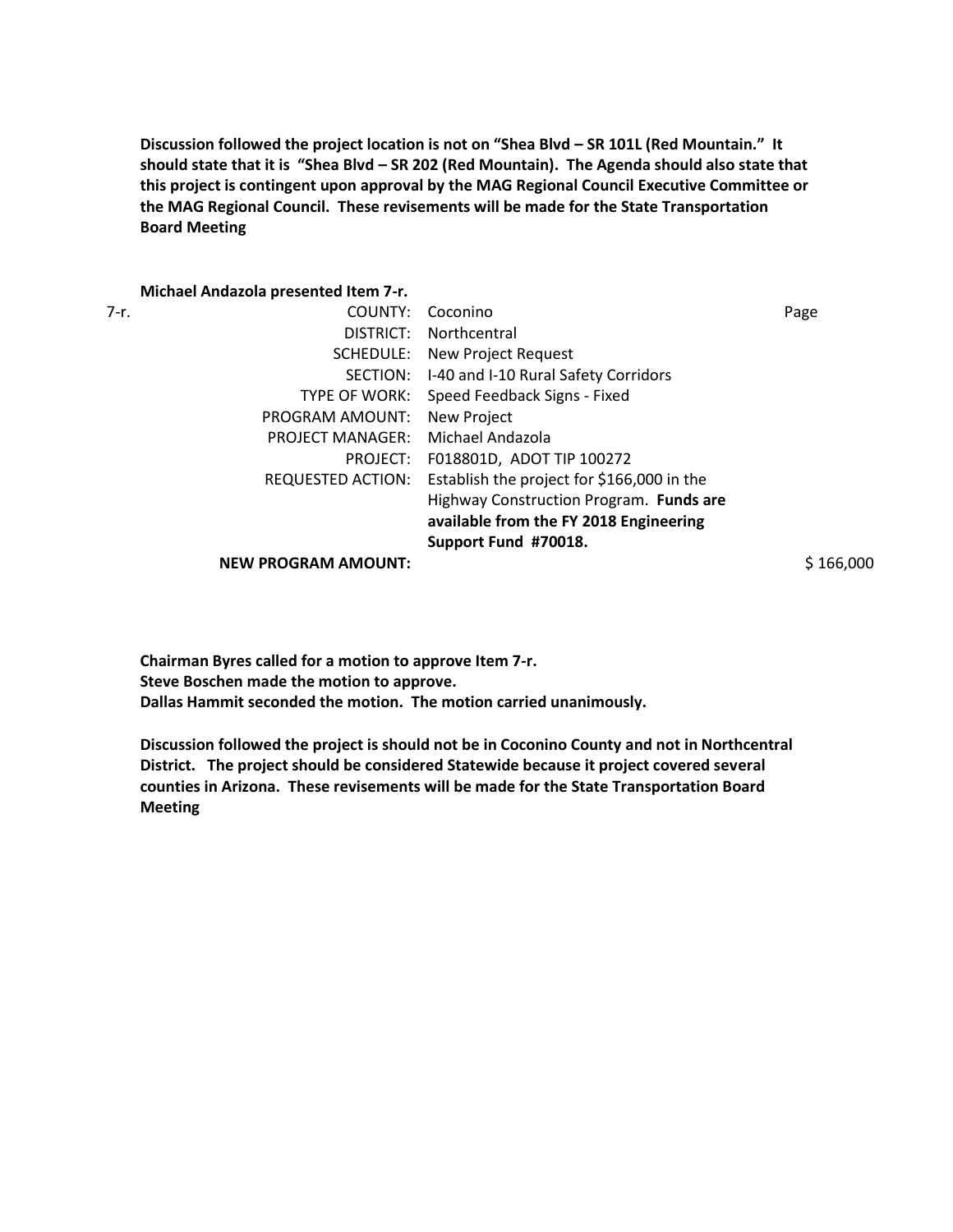**Discussion followed the project location is not on "Shea Blvd – SR 101L (Red Mountain." It should state that it is "Shea Blvd – SR 202 (Red Mountain). The Agenda should also state that this project is contingent upon approval by the MAG Regional Council Executive Committee or the MAG Regional Council. These revisements will be made for the State Transportation Board Meeting**

**Michael Andazola presented Item 7-r.**

7-r.

| | | |
|---|---|---|
| COUNTY: | Coconino | Page |
| DISTRICT: | Northcentral | |
| SCHEDULE: | New Project Request | |
| SECTION: | I-40 and I-10 Rural Safety Corridors | |
| TYPE OF WORK: | Speed Feedback Signs - Fixed | |
| PROGRAM AMOUNT: | New Project | |
| PROJECT MANAGER: | Michael Andazola | |
| PROJECT: | F018801D, ADOT TIP 100272 | |
| REQUESTED ACTION: | Establish the project for $166,000 in the Highway Construction Program. **Funds are available from the FY 2018 Engineering Support Fund #70018.** | |
| **NEW PROGRAM AMOUNT:** | | $ 166,000 |

**Chairman Byres called for a motion to approve Item 7-r.**
**Steve Boschen made the motion to approve.**
**Dallas Hammit seconded the motion. The motion carried unanimously.**

**Discussion followed the project is should not be in Coconino County and not in Northcentral District. The project should be considered Statewide because it project covered several counties in Arizona. These revisements will be made for the State Transportation Board Meeting**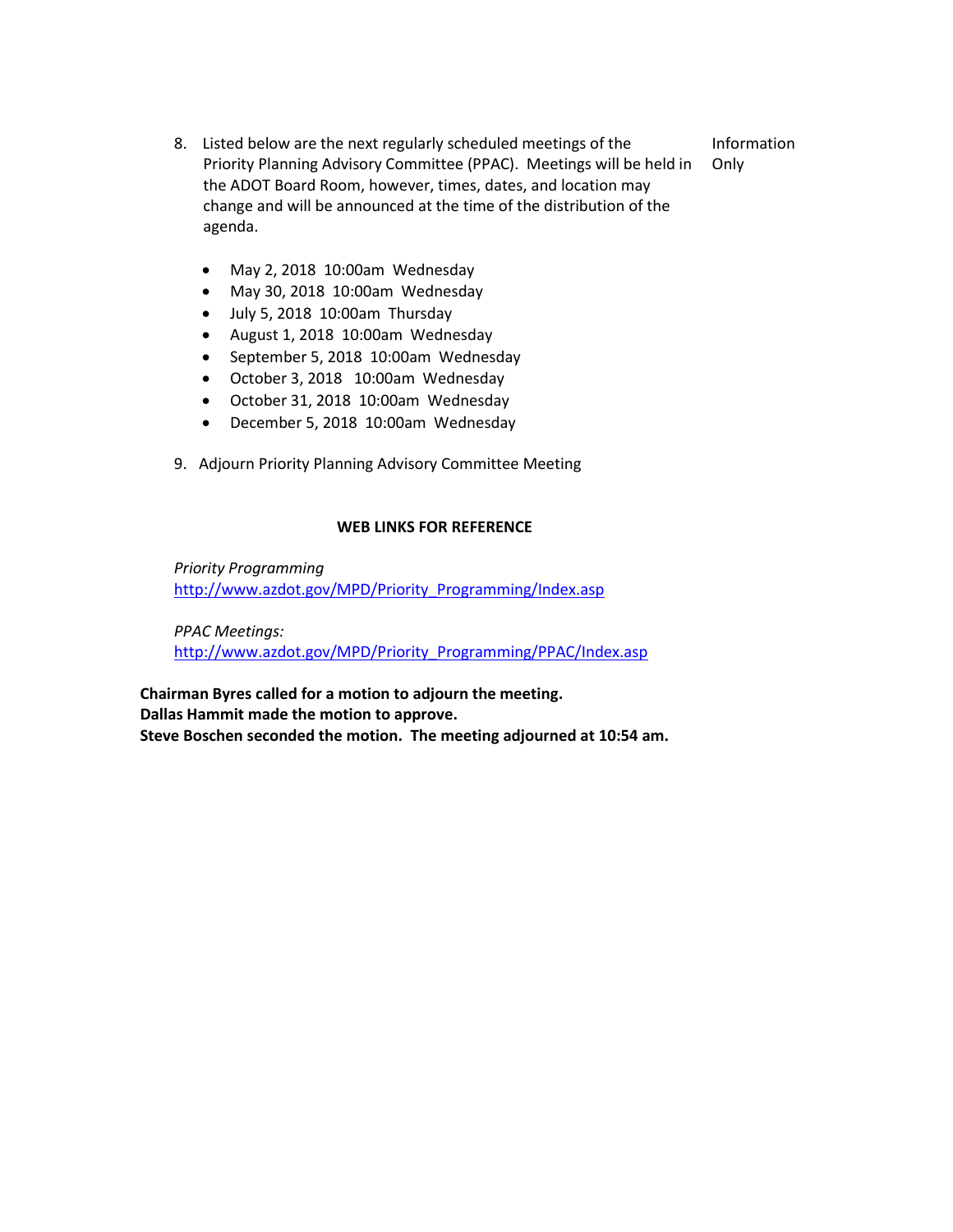8. Listed below are the next regularly scheduled meetings of the Priority Planning Advisory Committee (PPAC). Meetings will be held in the ADOT Board Room, however, times, dates, and location may change and will be announced at the time of the distribution of the agenda. — Information Only

   - May 2, 2018 10:00am Wednesday
   - May 30, 2018 10:00am Wednesday
   - July 5, 2018 10:00am Thursday
   - August 1, 2018 10:00am Wednesday
   - September 5, 2018 10:00am Wednesday
   - October 3, 2018 10:00am Wednesday
   - October 31, 2018 10:00am Wednesday
   - December 5, 2018 10:00am Wednesday

9. Adjourn Priority Planning Advisory Committee Meeting

**WEB LINKS FOR REFERENCE**

*Priority Programming*
http://www.azdot.gov/MPD/Priority_Programming/Index.asp

*PPAC Meetings:*
http://www.azdot.gov/MPD/Priority_Programming/PPAC/Index.asp

**Chairman Byres called for a motion to adjourn the meeting.**
**Dallas Hammit made the motion to approve.**
**Steve Boschen seconded the motion. The meeting adjourned at 10:54 am.**